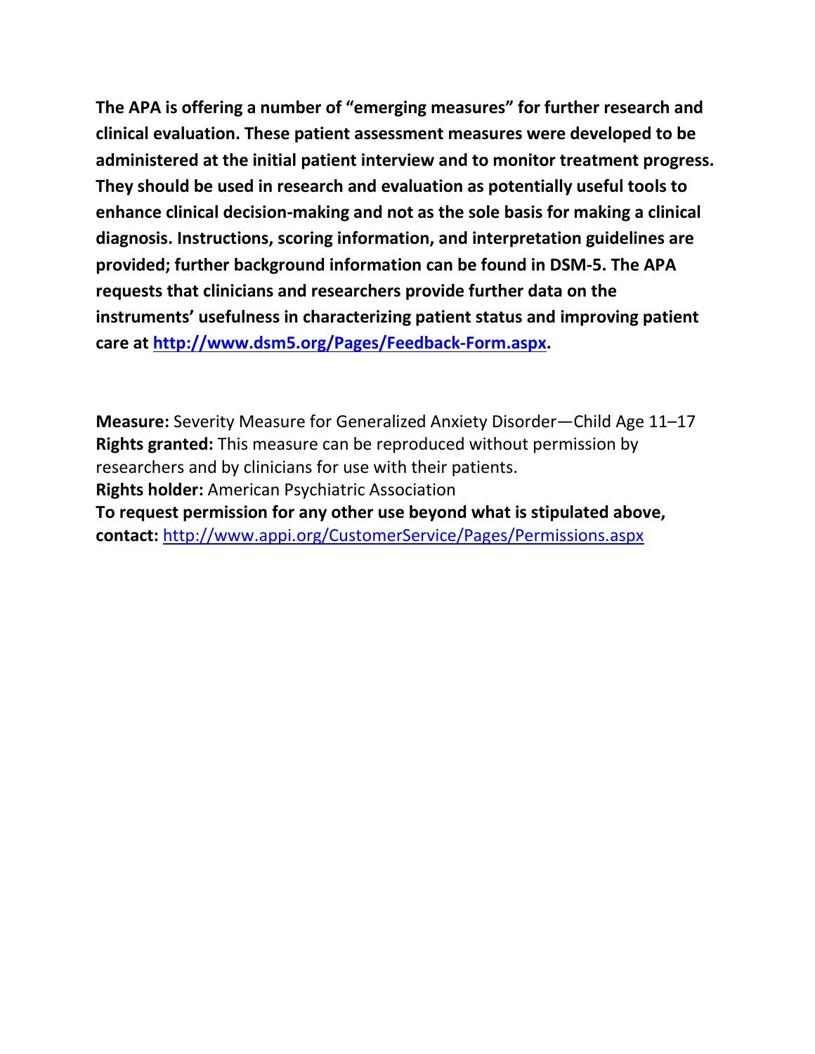**The APA is offering a number of "emerging measures" for further research and clinical evaluation. These patient assessment measures were developed to be administered at the initial patient interview and to monitor treatment progress. They should be used in research and evaluation as potentially useful tools to enhance clinical decision-making and not as the sole basis for making a clinical diagnosis. Instructions, scoring information, and interpretation guidelines are provided; further background information can be found in DSM-5. The APA requests that clinicians and researchers provide further data on the instruments' usefulness in characterizing patient status and improving patient care at [http://www.dsm5.org/Pages/Feedback-Form.aspx](http://www.dsm5.org/Pages/Feedback-Form.aspx).**

**Measure:** Severity Measure for Generalized Anxiety Disorder—Child Age 11–17
**Rights granted:** This measure can be reproduced without permission by researchers and by clinicians for use with their patients.
**Rights holder:** American Psychiatric Association
**To request permission for any other use beyond what is stipulated above, contact:** [http://www.appi.org/CustomerService/Pages/Permissions.aspx](http://www.appi.org/CustomerService/Pages/Permissions.aspx)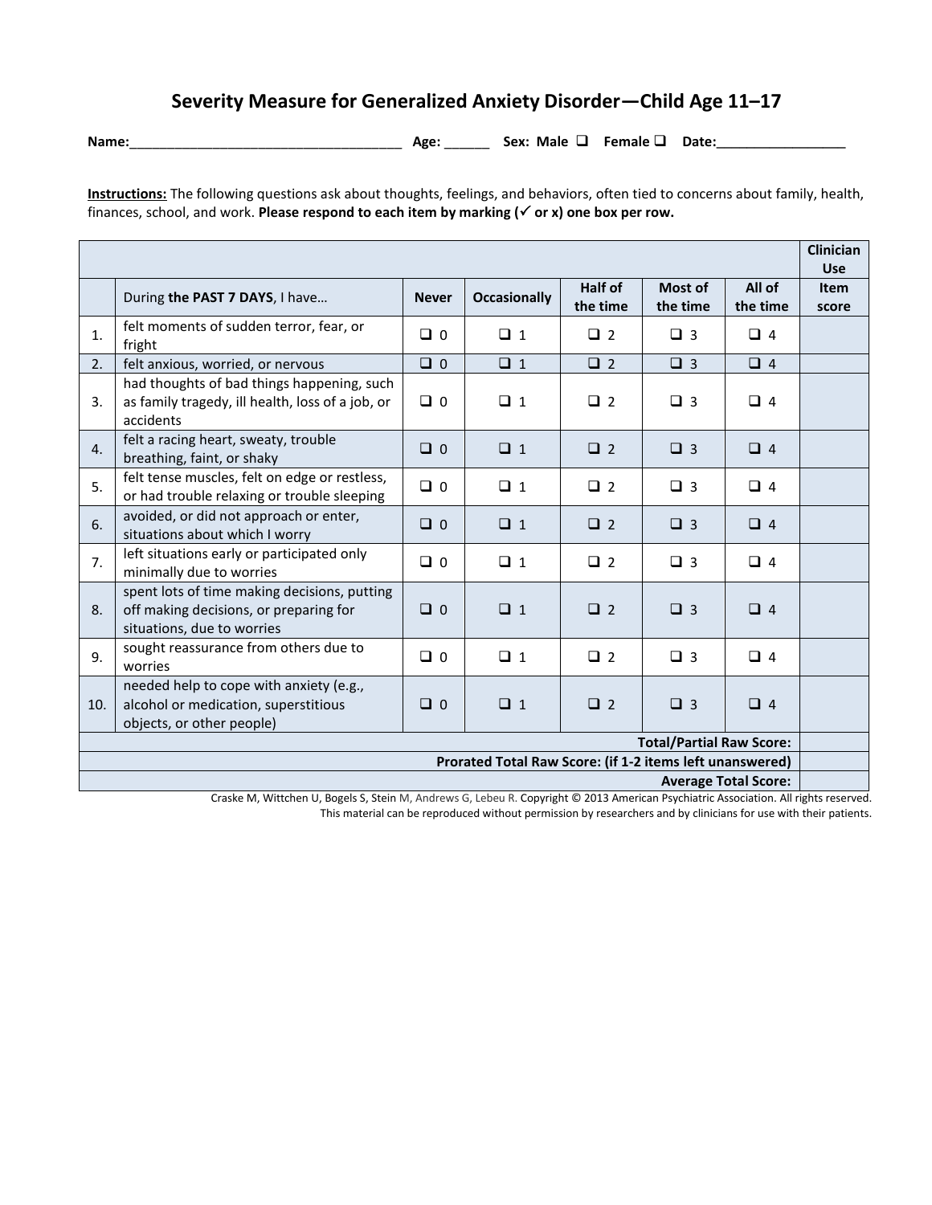# Severity Measure for Generalized Anxiety Disorder—Child Age 11–17

**Name:**___________________________________ **Age:** ______ **Sex: Male ❑ Female ❑ Date:**_________________

**Instructions:** The following questions ask about thoughts, feelings, and behaviors, often tied to concerns about family, health, finances, school, and work. **Please respond to each item by marking (✓ or x) one box per row.**

| | | | | | | | Clinician Use |
|---|---|---|---|---|---|---|---|
| | During **the PAST 7 DAYS**, I have… | **Never** | **Occasionally** | **Half of the time** | **Most of the time** | **All of the time** | **Item score** |
| 1. | felt moments of sudden terror, fear, or fright | ❑ 0 | ❑ 1 | ❑ 2 | ❑ 3 | ❑ 4 | |
| 2. | felt anxious, worried, or nervous | ❑ 0 | ❑ 1 | ❑ 2 | ❑ 3 | ❑ 4 | |
| 3. | had thoughts of bad things happening, such as family tragedy, ill health, loss of a job, or accidents | ❑ 0 | ❑ 1 | ❑ 2 | ❑ 3 | ❑ 4 | |
| 4. | felt a racing heart, sweaty, trouble breathing, faint, or shaky | ❑ 0 | ❑ 1 | ❑ 2 | ❑ 3 | ❑ 4 | |
| 5. | felt tense muscles, felt on edge or restless, or had trouble relaxing or trouble sleeping | ❑ 0 | ❑ 1 | ❑ 2 | ❑ 3 | ❑ 4 | |
| 6. | avoided, or did not approach or enter, situations about which I worry | ❑ 0 | ❑ 1 | ❑ 2 | ❑ 3 | ❑ 4 | |
| 7. | left situations early or participated only minimally due to worries | ❑ 0 | ❑ 1 | ❑ 2 | ❑ 3 | ❑ 4 | |
| 8. | spent lots of time making decisions, putting off making decisions, or preparing for situations, due to worries | ❑ 0 | ❑ 1 | ❑ 2 | ❑ 3 | ❑ 4 | |
| 9. | sought reassurance from others due to worries | ❑ 0 | ❑ 1 | ❑ 2 | ❑ 3 | ❑ 4 | |
| 10. | needed help to cope with anxiety (e.g., alcohol or medication, superstitious objects, or other people) | ❑ 0 | ❑ 1 | ❑ 2 | ❑ 3 | ❑ 4 | |
| | | | | | | **Total/Partial Raw Score:** | |
| | | | | | | **Prorated Total Raw Score: (if 1-2 items left unanswered)** | |
| | | | | | | **Average Total Score:** | |

Craske M, Wittchen U, Bogels S, Stein M, Andrews G, Lebeu R. Copyright © 2013 American Psychiatric Association. All rights reserved.
This material can be reproduced without permission by researchers and by clinicians for use with their patients.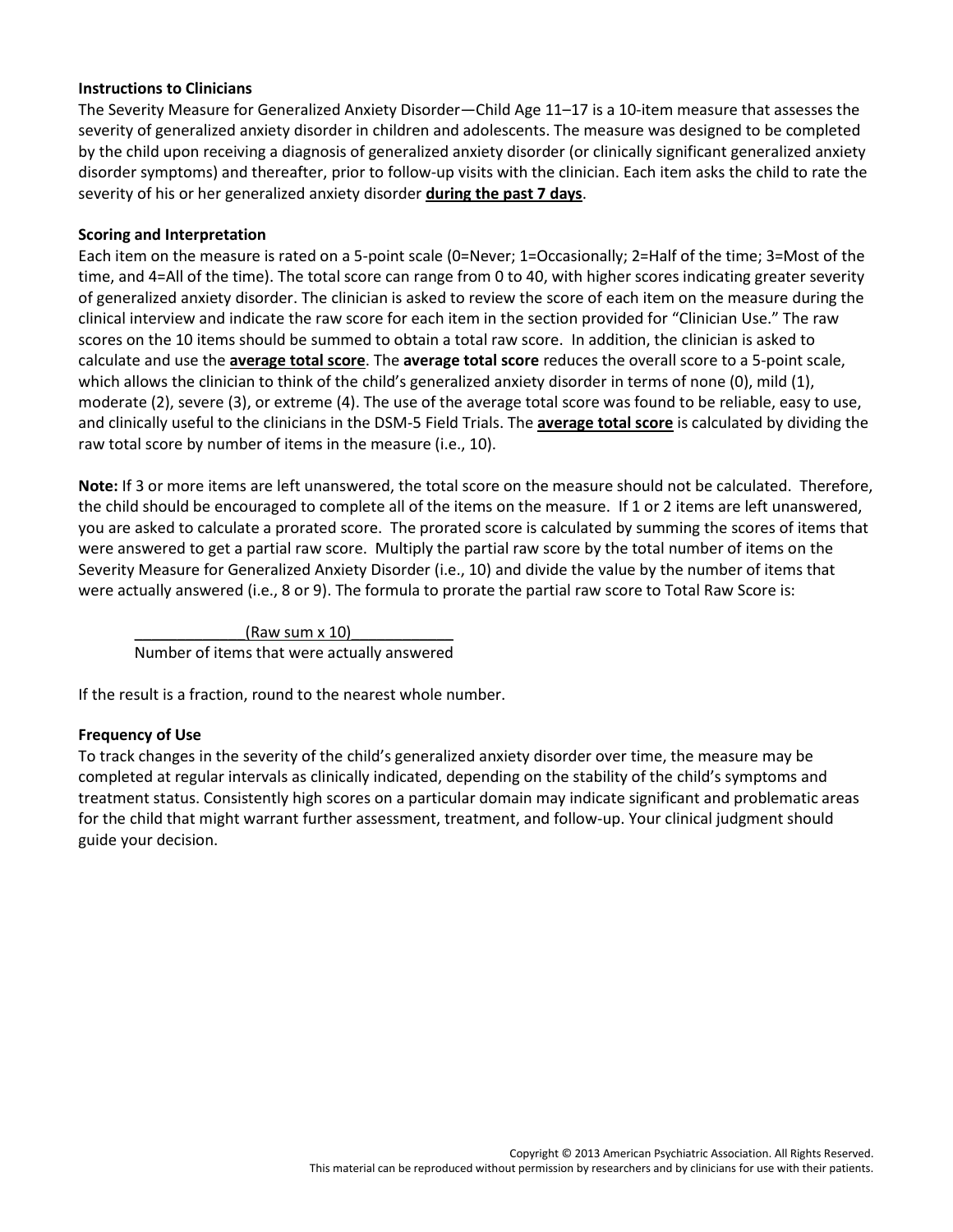**Instructions to Clinicians**

The Severity Measure for Generalized Anxiety Disorder—Child Age 11–17 is a 10-item measure that assesses the severity of generalized anxiety disorder in children and adolescents. The measure was designed to be completed by the child upon receiving a diagnosis of generalized anxiety disorder (or clinically significant generalized anxiety disorder symptoms) and thereafter, prior to follow-up visits with the clinician. Each item asks the child to rate the severity of his or her generalized anxiety disorder **during the past 7 days**.

**Scoring and Interpretation**

Each item on the measure is rated on a 5-point scale (0=Never; 1=Occasionally; 2=Half of the time; 3=Most of the time, and 4=All of the time). The total score can range from 0 to 40, with higher scores indicating greater severity of generalized anxiety disorder. The clinician is asked to review the score of each item on the measure during the clinical interview and indicate the raw score for each item in the section provided for "Clinician Use." The raw scores on the 10 items should be summed to obtain a total raw score. In addition, the clinician is asked to calculate and use the **average total score**. The **average total score** reduces the overall score to a 5-point scale, which allows the clinician to think of the child's generalized anxiety disorder in terms of none (0), mild (1), moderate (2), severe (3), or extreme (4). The use of the average total score was found to be reliable, easy to use, and clinically useful to the clinicians in the DSM-5 Field Trials. The **average total score** is calculated by dividing the raw total score by number of items in the measure (i.e., 10).

**Note:** If 3 or more items are left unanswered, the total score on the measure should not be calculated. Therefore, the child should be encouraged to complete all of the items on the measure. If 1 or 2 items are left unanswered, you are asked to calculate a prorated score. The prorated score is calculated by summing the scores of items that were answered to get a partial raw score. Multiply the partial raw score by the total number of items on the Severity Measure for Generalized Anxiety Disorder (i.e., 10) and divide the value by the number of items that were actually answered (i.e., 8 or 9). The formula to prorate the partial raw score to Total Raw Score is:

$$\frac{\text{(Raw sum x 10)}}{\text{Number of items that were actually answered}}$$

If the result is a fraction, round to the nearest whole number.

**Frequency of Use**

To track changes in the severity of the child's generalized anxiety disorder over time, the measure may be completed at regular intervals as clinically indicated, depending on the stability of the child's symptoms and treatment status. Consistently high scores on a particular domain may indicate significant and problematic areas for the child that might warrant further assessment, treatment, and follow-up. Your clinical judgment should guide your decision.

Copyright © 2013 American Psychiatric Association. All Rights Reserved.
This material can be reproduced without permission by researchers and by clinicians for use with their patients.